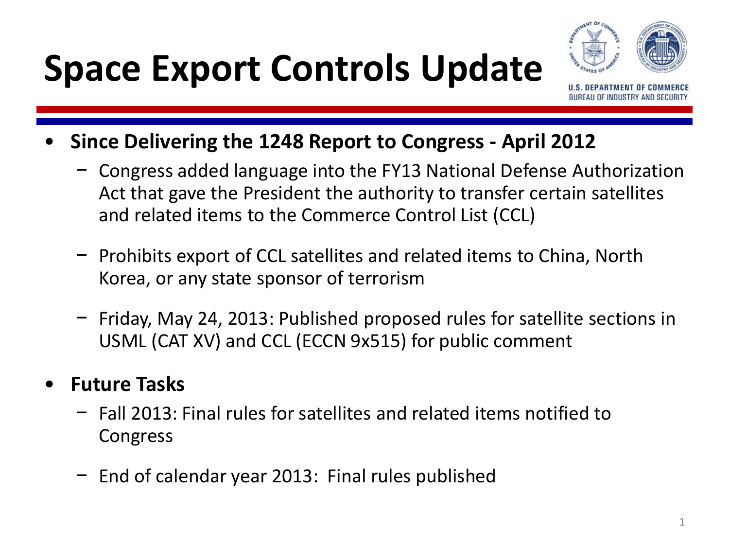# Space Export Controls Update

U.S. DEPARTMENT OF COMMERCE
BUREAU OF INDUSTRY AND SECURITY

- **Since Delivering the 1248 Report to Congress - April 2012**
  - Congress added language into the FY13 National Defense Authorization Act that gave the President the authority to transfer certain satellites and related items to the Commerce Control List (CCL)
  - Prohibits export of CCL satellites and related items to China, North Korea, or any state sponsor of terrorism
  - Friday, May 24, 2013: Published proposed rules for satellite sections in USML (CAT XV) and CCL (ECCN 9x515) for public comment
- **Future Tasks**
  - Fall 2013: Final rules for satellites and related items notified to Congress
  - End of calendar year 2013: Final rules published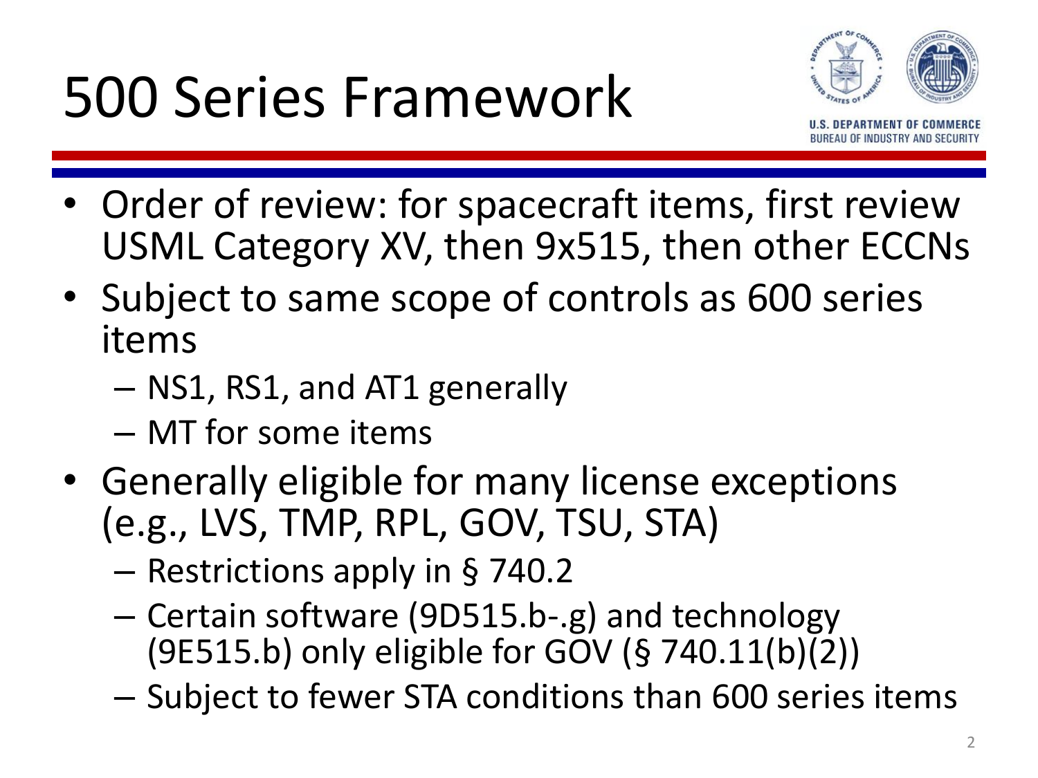# 500 Series Framework

- Order of review: for spacecraft items, first review USML Category XV, then 9x515, then other ECCNs
- Subject to same scope of controls as 600 series items
  - NS1, RS1, and AT1 generally
  - MT for some items
- Generally eligible for many license exceptions (e.g., LVS, TMP, RPL, GOV, TSU, STA)
  - Restrictions apply in § 740.2
  - Certain software (9D515.b-.g) and technology (9E515.b) only eligible for GOV (§ 740.11(b)(2))
  - Subject to fewer STA conditions than 600 series items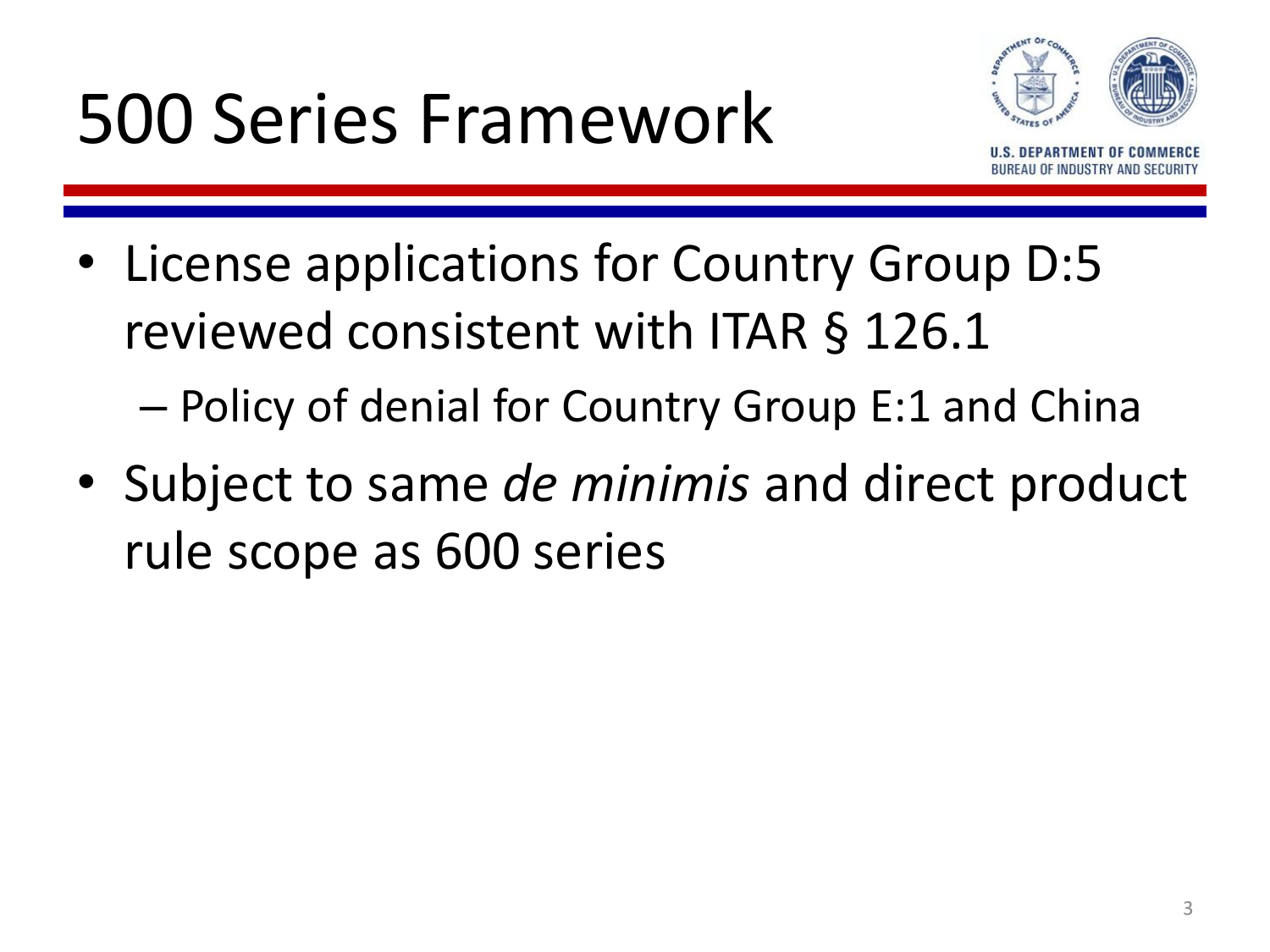# 500 Series Framework

- License applications for Country Group D:5 reviewed consistent with ITAR § 126.1
  - Policy of denial for Country Group E:1 and China
- Subject to same *de minimis* and direct product rule scope as 600 series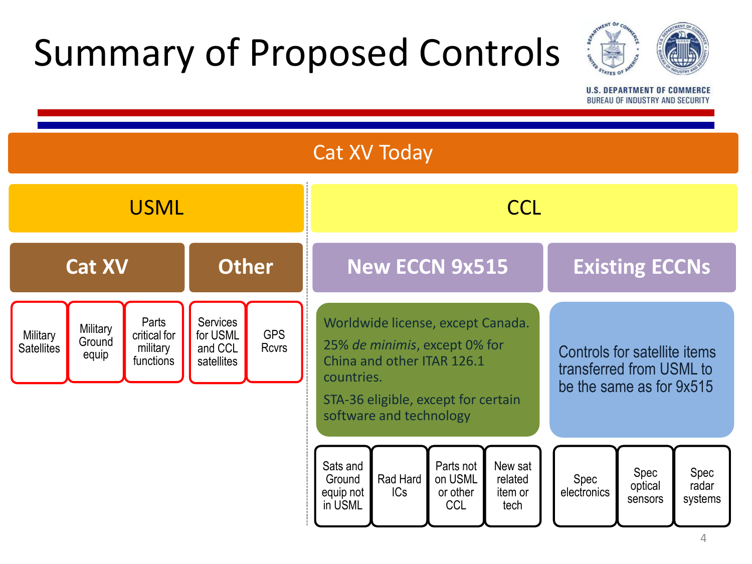# Summary of Proposed Controls

U.S. DEPARTMENT OF COMMERCE
BUREAU OF INDUSTRY AND SECURITY

## Cat XV Today

### USML

#### Cat XV

- Military Satellites
- Military Ground equip
- Parts critical for military functions

#### Other

- Services for USML and CCL satellites
- GPS Rcvrs

### CCL

#### New ECCN 9x515

Worldwide license, except Canada.

25% *de minimis*, except 0% for China and other ITAR 126.1 countries.

STA-36 eligible, except for certain software and technology

- Sats and Ground equip not in USML
- Rad Hard ICs
- Parts not on USML or other CCL
- New sat related item or tech

#### Existing ECCNs

Controls for satellite items transferred from USML to be the same as for 9x515

- Spec electronics
- Spec optical sensors
- Spec radar systems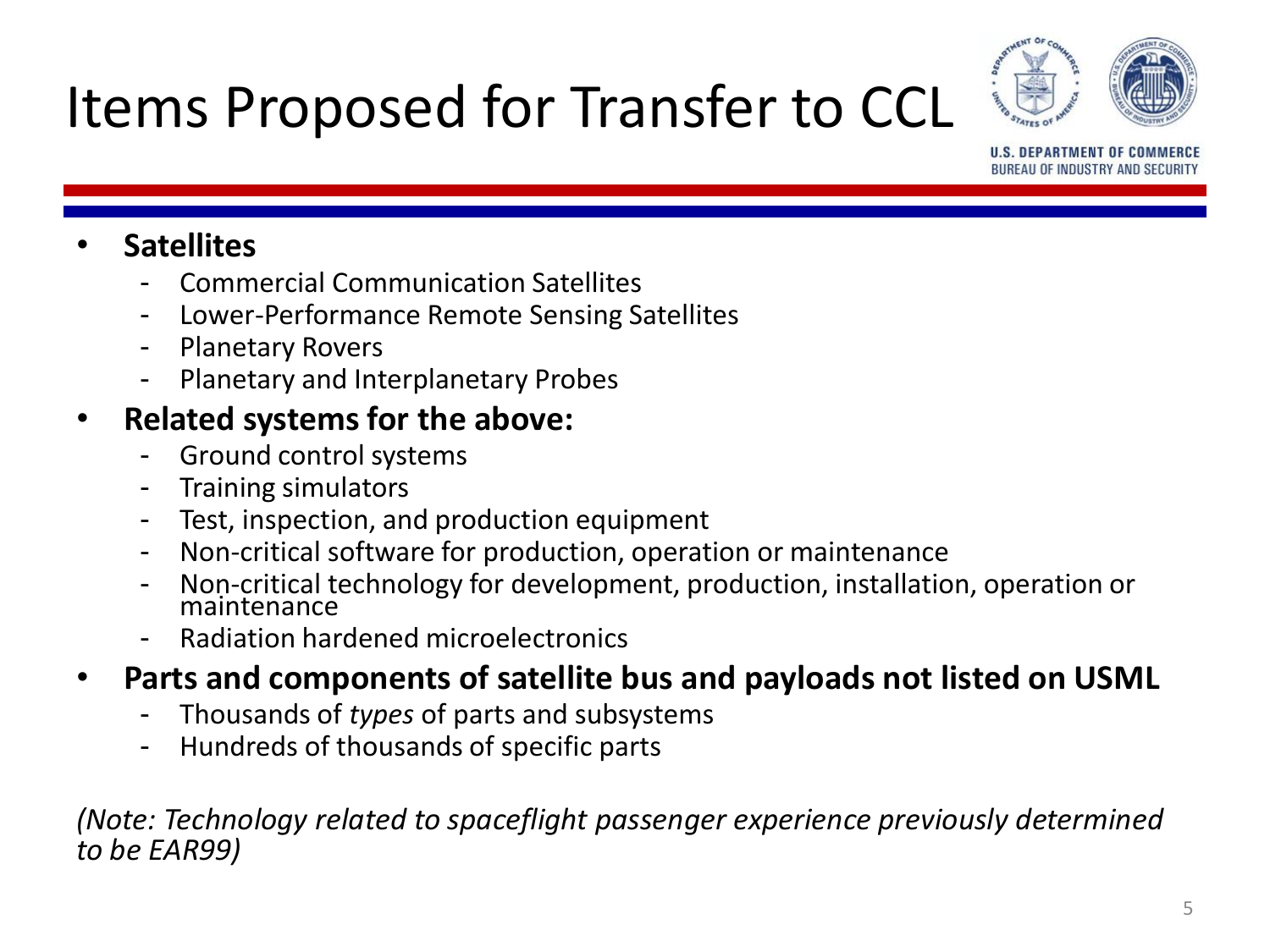# Items Proposed for Transfer to CCL

U.S. DEPARTMENT OF COMMERCE
BUREAU OF INDUSTRY AND SECURITY

- **Satellites**
  - Commercial Communication Satellites
  - Lower-Performance Remote Sensing Satellites
  - Planetary Rovers
  - Planetary and Interplanetary Probes
- **Related systems for the above:**
  - Ground control systems
  - Training simulators
  - Test, inspection, and production equipment
  - Non-critical software for production, operation or maintenance
  - Non-critical technology for development, production, installation, operation or maintenance
  - Radiation hardened microelectronics
- **Parts and components of satellite bus and payloads not listed on USML**
  - Thousands of *types* of parts and subsystems
  - Hundreds of thousands of specific parts

*(Note: Technology related to spaceflight passenger experience previously determined to be EAR99)*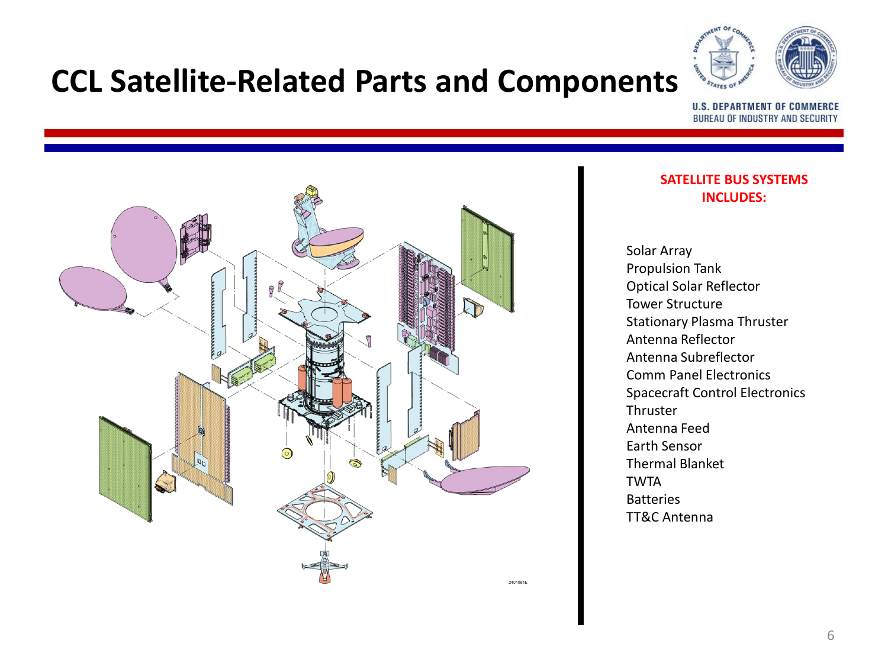# CCL Satellite-Related Parts and Components

U.S. DEPARTMENT OF COMMERCE
BUREAU OF INDUSTRY AND SECURITY

**SATELLITE BUS SYSTEMS INCLUDES:**

- Solar Array
- Propulsion Tank
- Optical Solar Reflector
- Tower Structure
- Stationary Plasma Thruster
- Antenna Reflector
- Antenna Subreflector
- Comm Panel Electronics
- Spacecraft Control Electronics
- Thruster
- Antenna Feed
- Earth Sensor
- Thermal Blanket
- TWTA
- Batteries
- TT&C Antenna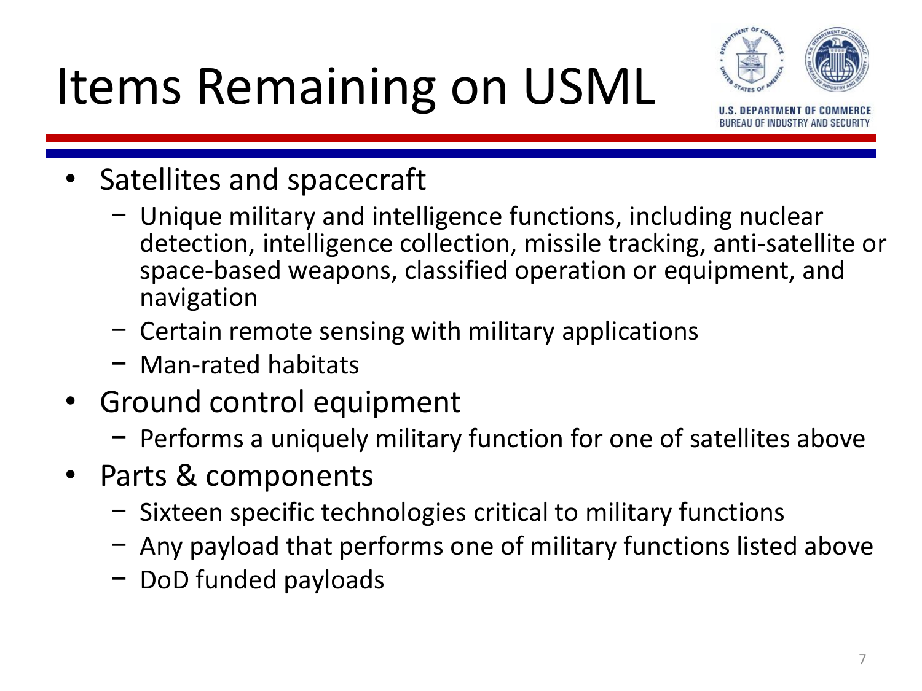# Items Remaining on USML

- Satellites and spacecraft
  - Unique military and intelligence functions, including nuclear detection, intelligence collection, missile tracking, anti-satellite or space-based weapons, classified operation or equipment, and navigation
  - Certain remote sensing with military applications
  - Man-rated habitats
- Ground control equipment
  - Performs a uniquely military function for one of satellites above
- Parts & components
  - Sixteen specific technologies critical to military functions
  - Any payload that performs one of military functions listed above
  - DoD funded payloads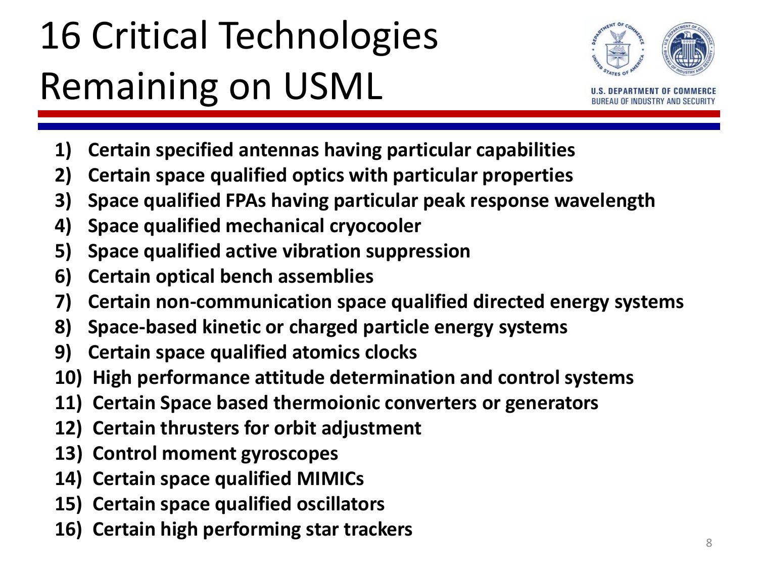# 16 Critical Technologies Remaining on USML

U.S. DEPARTMENT OF COMMERCE
BUREAU OF INDUSTRY AND SECURITY

1) **Certain specified antennas having particular capabilities**
2) **Certain space qualified optics with particular properties**
3) **Space qualified FPAs having particular peak response wavelength**
4) **Space qualified mechanical cryocooler**
5) **Space qualified active vibration suppression**
6) **Certain optical bench assemblies**
7) **Certain non-communication space qualified directed energy systems**
8) **Space-based kinetic or charged particle energy systems**
9) **Certain space qualified atomics clocks**
10) **High performance attitude determination and control systems**
11) **Certain Space based thermoionic converters or generators**
12) **Certain thrusters for orbit adjustment**
13) **Control moment gyroscopes**
14) **Certain space qualified MIMICs**
15) **Certain space qualified oscillators**
16) **Certain high performing star trackers**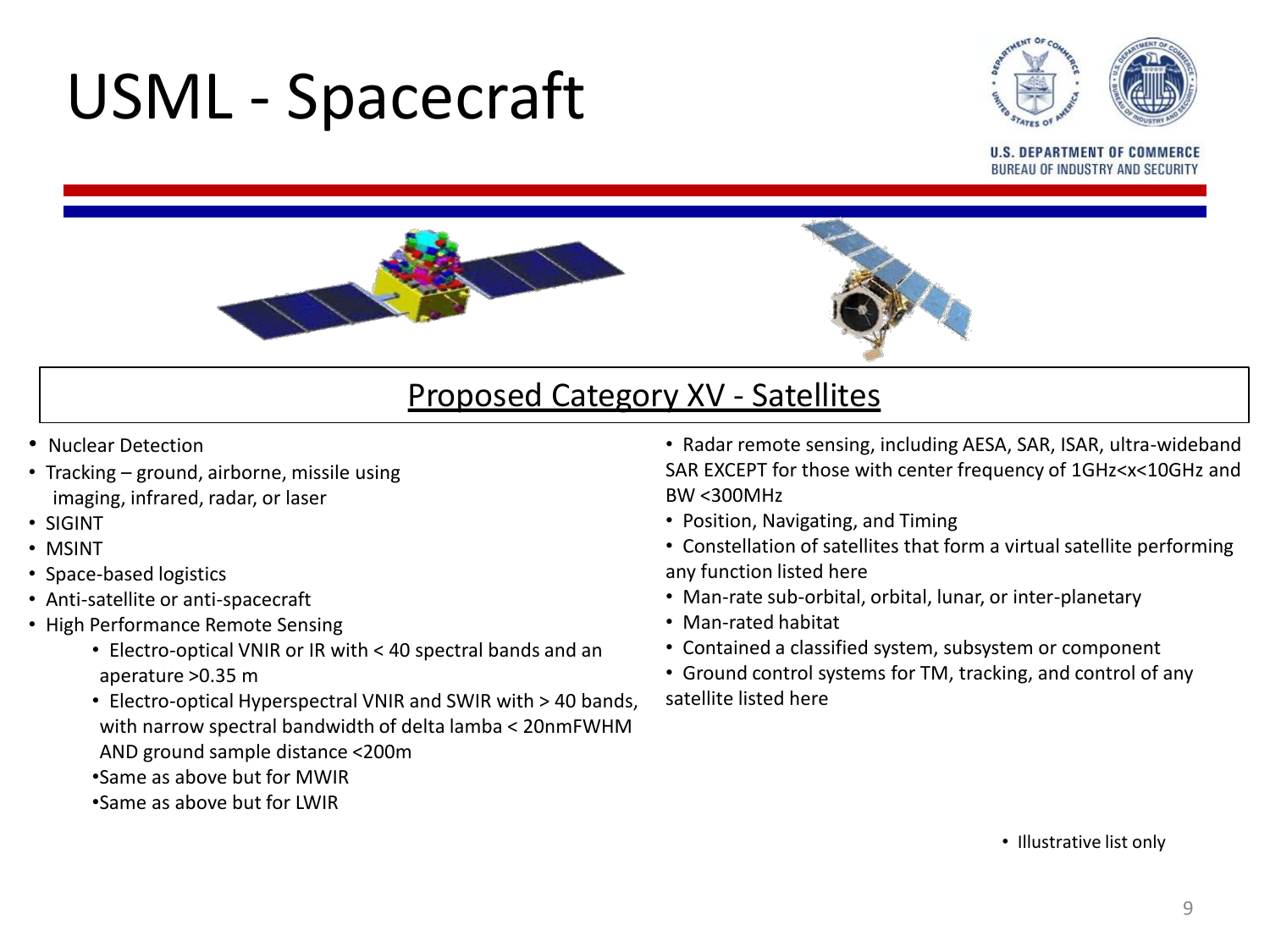# USML - Spacecraft

U.S. DEPARTMENT OF COMMERCE
BUREAU OF INDUSTRY AND SECURITY

## Proposed Category XV - Satellites

- Nuclear Detection
- Tracking – ground, airborne, missile using imaging, infrared, radar, or laser
- SIGINT
- MSINT
- Space-based logistics
- Anti-satellite or anti-spacecraft
- High Performance Remote Sensing
  - Electro-optical VNIR or IR with < 40 spectral bands and an aperature >0.35 m
  - Electro-optical Hyperspectral VNIR and SWIR with > 40 bands, with narrow spectral bandwidth of delta lamba < 20nmFWHM AND ground sample distance <200m
  - Same as above but for MWIR
  - Same as above but for LWIR
- Radar remote sensing, including AESA, SAR, ISAR, ultra-wideband SAR EXCEPT for those with center frequency of 1GHz<x<10GHz and BW <300MHz
- Position, Navigating, and Timing
- Constellation of satellites that form a virtual satellite performing any function listed here
- Man-rate sub-orbital, orbital, lunar, or inter-planetary
- Man-rated habitat
- Contained a classified system, subsystem or component
- Ground control systems for TM, tracking, and control of any satellite listed here

- Illustrative list only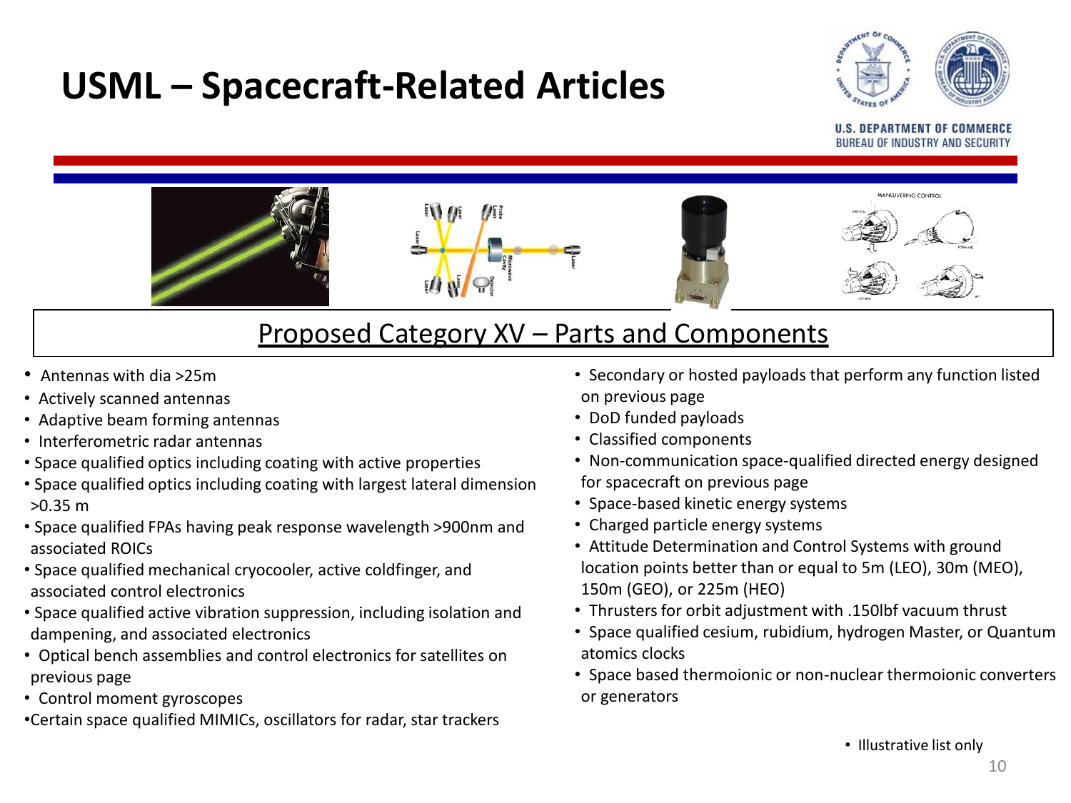# USML – Spacecraft-Related Articles

U.S. DEPARTMENT OF COMMERCE
BUREAU OF INDUSTRY AND SECURITY

## Proposed Category XV – Parts and Components

- Antennas with dia >25m
- Actively scanned antennas
- Adaptive beam forming antennas
- Interferometric radar antennas
- Space qualified optics including coating with active properties
- Space qualified optics including coating with largest lateral dimension >0.35 m
- Space qualified FPAs having peak response wavelength >900nm and associated ROICs
- Space qualified mechanical cryocooler, active coldfinger, and associated control electronics
- Space qualified active vibration suppression, including isolation and dampening, and associated electronics
- Optical bench assemblies and control electronics for satellites on previous page
- Control moment gyroscopes
- Certain space qualified MIMICs, oscillators for radar, star trackers
- Secondary or hosted payloads that perform any function listed on previous page
- DoD funded payloads
- Classified components
- Non-communication space-qualified directed energy designed for spacecraft on previous page
- Space-based kinetic energy systems
- Charged particle energy systems
- Attitude Determination and Control Systems with ground location points better than or equal to 5m (LEO), 30m (MEO), 150m (GEO), or 225m (HEO)
- Thrusters for orbit adjustment with .150lbf vacuum thrust
- Space qualified cesium, rubidium, hydrogen Master, or Quantum atomics clocks
- Space based thermoionic or non-nuclear thermoionic converters or generators

- Illustrative list only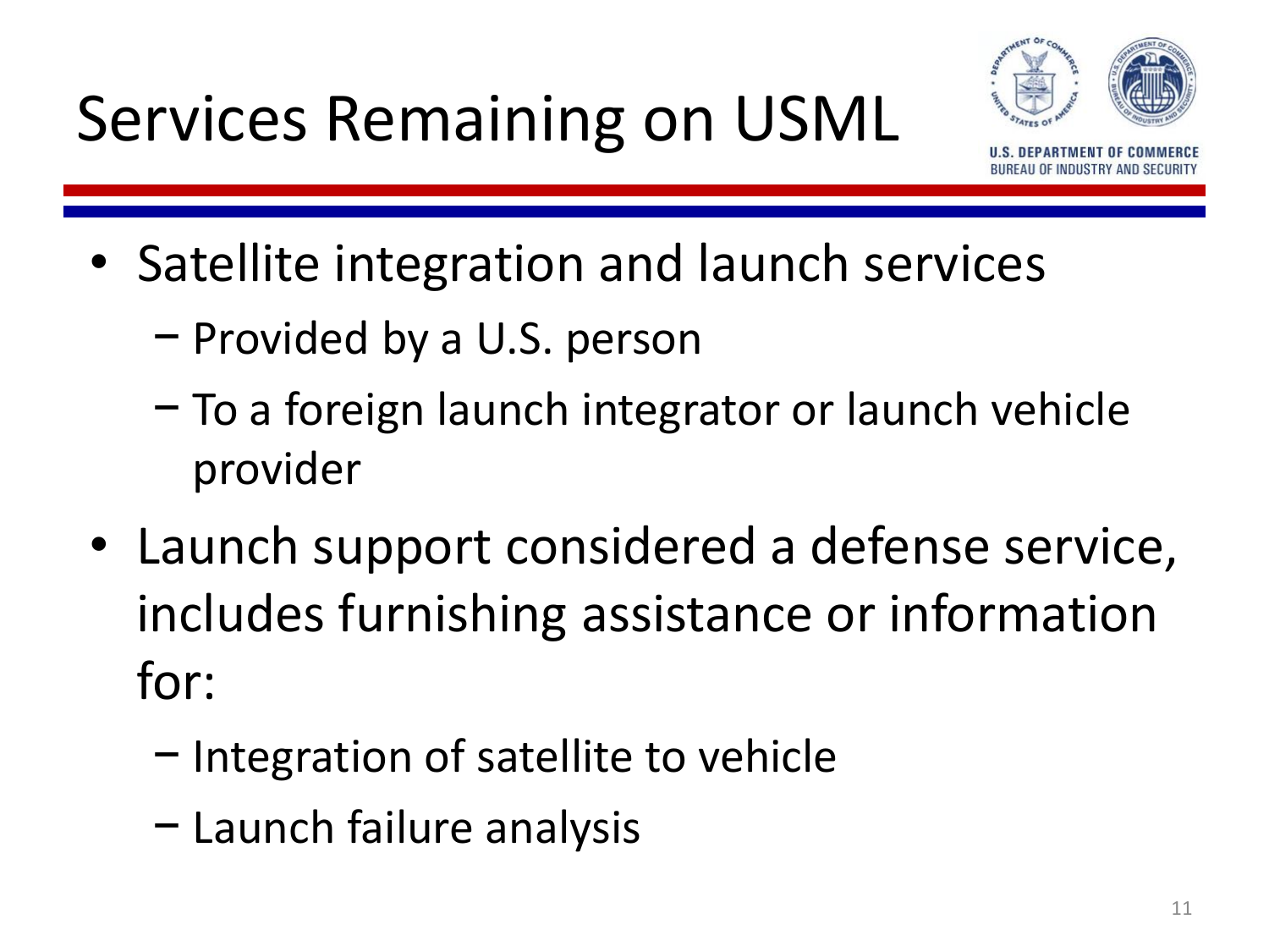# Services Remaining on USML

U.S. DEPARTMENT OF COMMERCE
BUREAU OF INDUSTRY AND SECURITY

- Satellite integration and launch services
  - Provided by a U.S. person
  - To a foreign launch integrator or launch vehicle provider
- Launch support considered a defense service, includes furnishing assistance or information for:
  - Integration of satellite to vehicle
  - Launch failure analysis